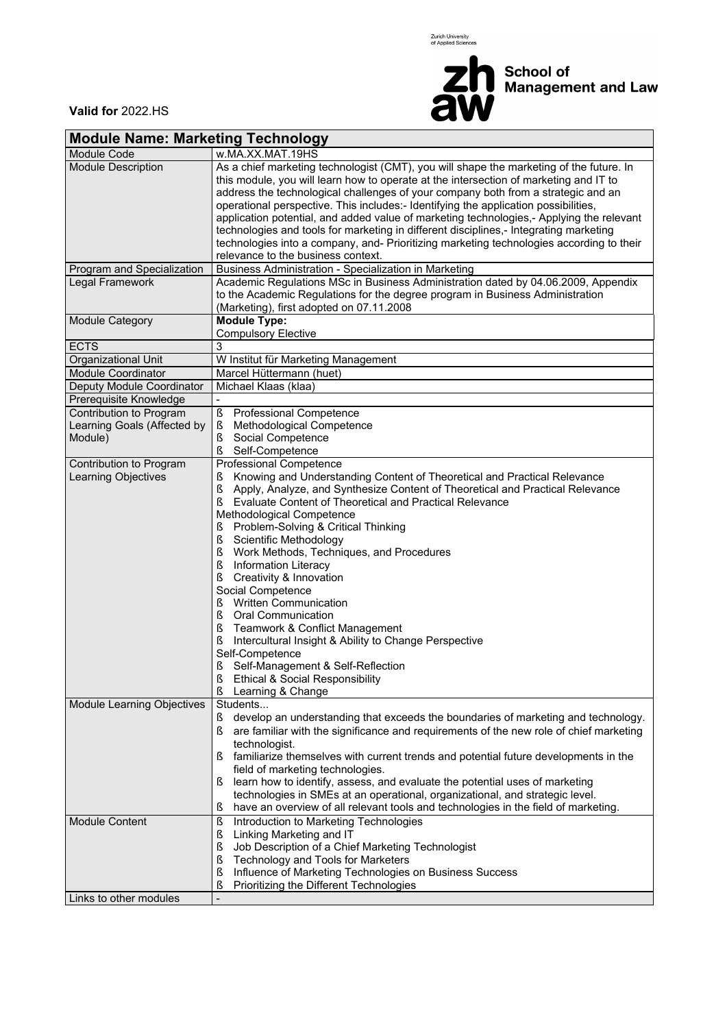Zurich University of Applied Sciences

**zh aw** School of Management and Law

**Valid for** 2022.HS

## Module Name: Marketing Technology

| | |
|---|---|
| Module Code | w.MA.XX.MAT.19HS |
| Module Description | As a chief marketing technologist (CMT), you will shape the marketing of the future. In this module, you will learn how to operate at the intersection of marketing and IT to address the technological challenges of your company both from a strategic and an operational perspective. This includes:- Identifying the application possibilities, application potential, and added value of marketing technologies,- Applying the relevant technologies and tools for marketing in different disciplines,- Integrating marketing technologies into a company, and- Prioritizing marketing technologies according to their relevance to the business context. |
| Program and Specialization | Business Administration - Specialization in Marketing |
| Legal Framework | Academic Regulations MSc in Business Administration dated by 04.06.2009, Appendix to the Academic Regulations for the degree program in Business Administration (Marketing), first adopted on 07.11.2008 |
| Module Category | **Module Type:**<br>Compulsory Elective |
| ECTS | 3 |
| Organizational Unit | W Institut für Marketing Management |
| Module Coordinator | Marcel Hüttermann (huet) |
| Deputy Module Coordinator | Michael Klaas (klaa) |
| Prerequisite Knowledge | - |
| Contribution to Program Learning Goals (Affected by Module) | ß Professional Competence<br>ß Methodological Competence<br>ß Social Competence<br>ß Self-Competence |
| Contribution to Program Learning Objectives | Professional Competence<br>ß Knowing and Understanding Content of Theoretical and Practical Relevance<br>ß Apply, Analyze, and Synthesize Content of Theoretical and Practical Relevance<br>ß Evaluate Content of Theoretical and Practical Relevance<br>Methodological Competence<br>ß Problem-Solving & Critical Thinking<br>ß Scientific Methodology<br>ß Work Methods, Techniques, and Procedures<br>ß Information Literacy<br>ß Creativity & Innovation<br>Social Competence<br>ß Written Communication<br>ß Oral Communication<br>ß Teamwork & Conflict Management<br>ß Intercultural Insight & Ability to Change Perspective<br>Self-Competence<br>ß Self-Management & Self-Reflection<br>ß Ethical & Social Responsibility<br>ß Learning & Change |
| Module Learning Objectives | Students...<br>ß develop an understanding that exceeds the boundaries of marketing and technology.<br>ß are familiar with the significance and requirements of the new role of chief marketing technologist.<br>ß familiarize themselves with current trends and potential future developments in the field of marketing technologies.<br>ß learn how to identify, assess, and evaluate the potential uses of marketing technologies in SMEs at an operational, organizational, and strategic level.<br>ß have an overview of all relevant tools and technologies in the field of marketing. |
| Module Content | ß Introduction to Marketing Technologies<br>ß Linking Marketing and IT<br>ß Job Description of a Chief Marketing Technologist<br>ß Technology and Tools for Marketers<br>ß Influence of Marketing Technologies on Business Success<br>ß Prioritizing the Different Technologies |
| Links to other modules | - |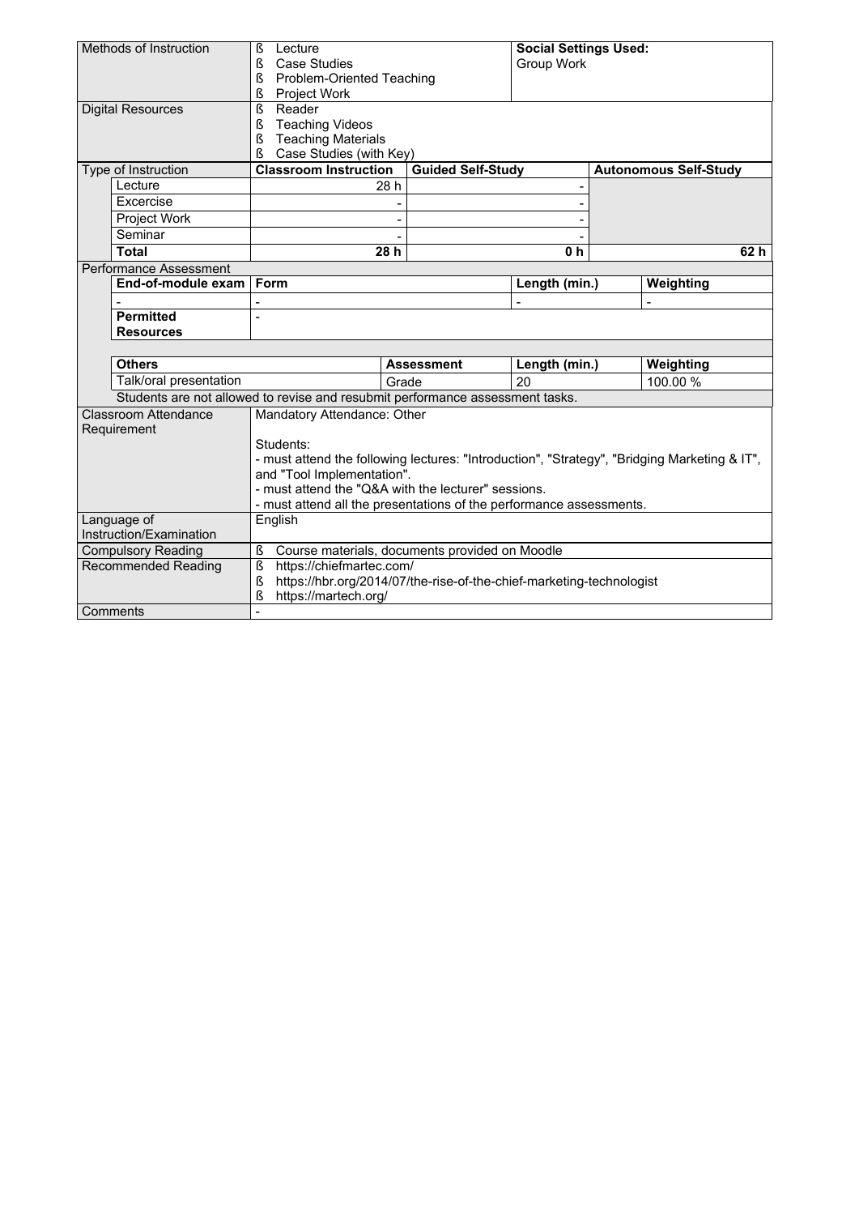| | | | | | |
|---|---|---|---|---|---|
| Methods of Instruction | ß Lecture<br>ß Case Studies<br>ß Problem-Oriented Teaching<br>ß Project Work | | **Social Settings Used:**<br>Group Work | | |
| Digital Resources | ß Reader<br>ß Teaching Videos<br>ß Teaching Materials<br>ß Case Studies (with Key) | | | | |
| Type of Instruction | **Classroom Instruction** | **Guided Self-Study** | | **Autonomous Self-Study** | |
| Lecture | 28 h | - | | | |
| Excercise | - | - | | | |
| Project Work | - | - | | | |
| Seminar | - | - | | | |
| **Total** | **28 h** | **0 h** | | **62 h** | |

**Performance Assessment**

| End-of-module exam | Form | Length (min.) | Weighting |
|---|---|---|---|
| - | - | - | - |
| **Permitted Resources** | - | | |

| Others | Assessment | Length (min.) | Weighting |
|---|---|---|---|
| Talk/oral presentation | Grade | 20 | 100.00 % |

Students are not allowed to revise and resubmit performance assessment tasks.

| | |
|---|---|
| Classroom Attendance Requirement | Mandatory Attendance: Other<br><br>Students:<br>- must attend the following lectures: "Introduction", "Strategy", "Bridging Marketing & IT", and "Tool Implementation".<br>- must attend the "Q&A with the lecturer" sessions.<br>- must attend all the presentations of the performance assessments. |
| Language of Instruction/Examination | English |
| Compulsory Reading | ß Course materials, documents provided on Moodle |
| Recommended Reading | ß https://chiefmartec.com/<br>ß https://hbr.org/2014/07/the-rise-of-the-chief-marketing-technologist<br>ß https://martech.org/ |
| Comments | - |